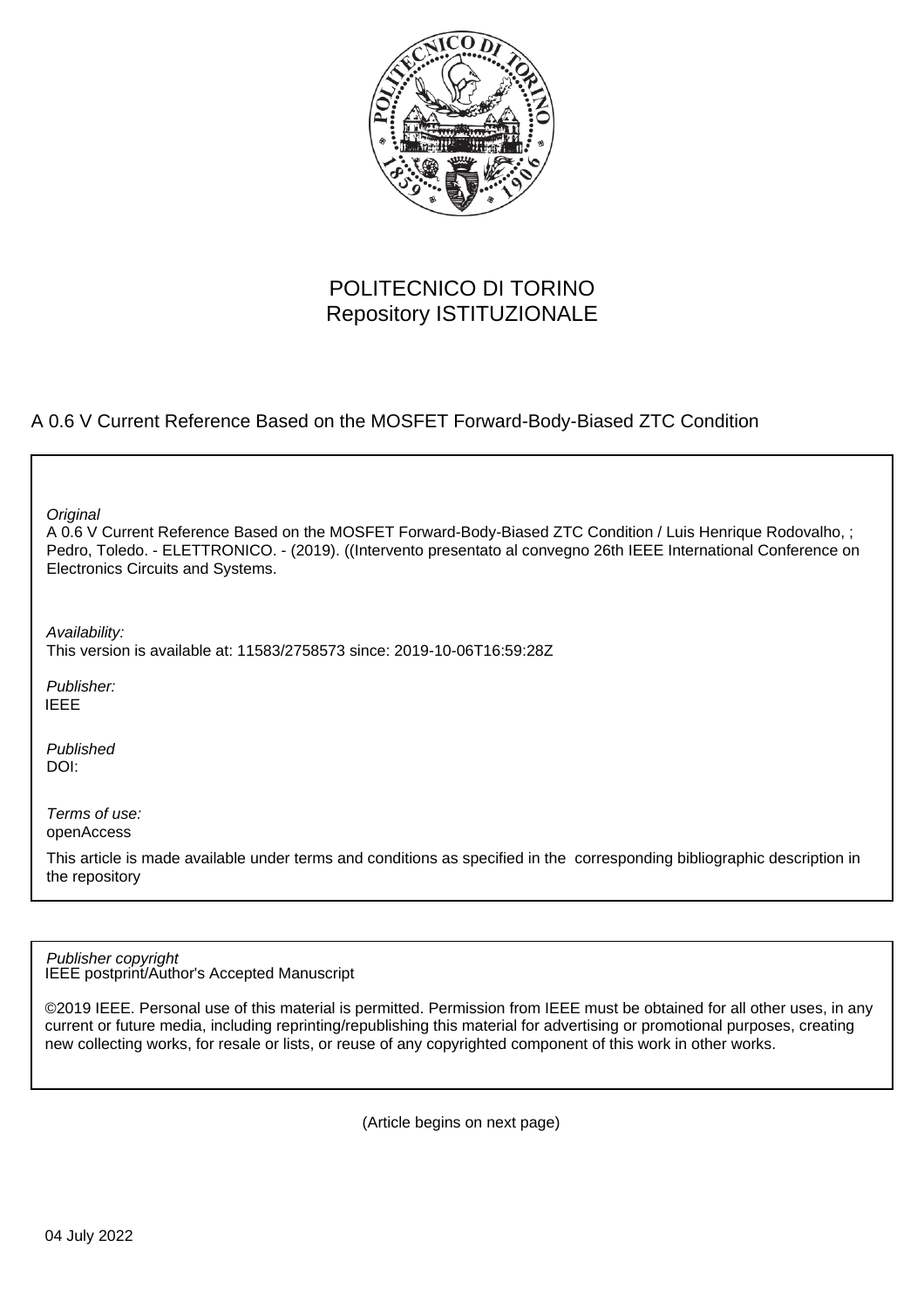POLITECNICO DI TORINO
Repository ISTITUZIONALE

A 0.6 V Current Reference Based on the MOSFET Forward-Body-Biased ZTC Condition

*Original*
A 0.6 V Current Reference Based on the MOSFET Forward-Body-Biased ZTC Condition / Luis Henrique Rodovalho, ; Pedro, Toledo. - ELETTRONICO. - (2019). ((Intervento presentato al convegno 26th IEEE International Conference on Electronics Circuits and Systems.

*Availability:*
This version is available at: 11583/2758573 since: 2019-10-06T16:59:28Z

*Publisher:*
IEEE

*Published*
DOI:

*Terms of use:*
openAccess

This article is made available under terms and conditions as specified in the corresponding bibliographic description in the repository

*Publisher copyright*
IEEE postprint/Author's Accepted Manuscript

©2019 IEEE. Personal use of this material is permitted. Permission from IEEE must be obtained for all other uses, in any current or future media, including reprinting/republishing this material for advertising or promotional purposes, creating new collecting works, for resale or lists, or reuse of any copyrighted component of this work in other works.

(Article begins on next page)

04 July 2022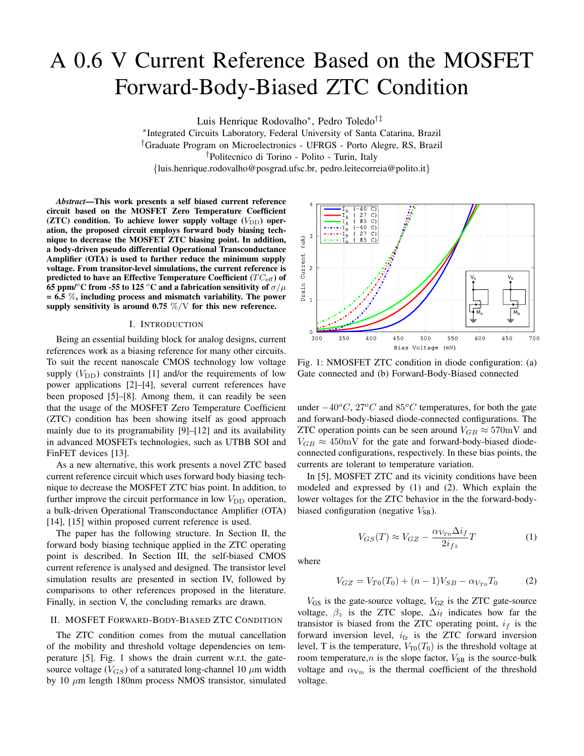# A 0.6 V Current Reference Based on the MOSFET Forward-Body-Biased ZTC Condition

Luis Henrique Rodovalho*, Pedro Toledo†‡

*Integrated Circuits Laboratory, Federal University of Santa Catarina, Brazil
†Graduate Program on Microelectronics - UFRGS - Porto Alegre, RS, Brazil
†Politecnico di Torino - Polito - Turin, Italy
{luis.henrique.rodovalho@posgrad.ufsc.br, pedro.leitecorreia@polito.it}

***Abstract*—This work presents a self biased current reference circuit based on the MOSFET Zero Temperature Coefficient (ZTC) condition. To achieve lower supply voltage ($V_{\mathrm{DD}}$) operation, the proposed circuit employs forward body biasing technique to decrease the MOSFET ZTC biasing point. In addition, a body-driven pseudo differential Operational Transconductance Amplifier (OTA) is used to further reduce the minimum supply voltage. From transitor-level simulations, the current reference is predicted to have an Effective Temperature Coefficient ($TC_{\mathrm{eff}}$) of 65 ppm/$^o$C from -55 to 125 $^o$C and a fabrication sensitivity of $\sigma/\mu$ = 6.5 %, including process and mismatch variability. The power supply sensitivity is around 0.75 %/V for this new reference.**

## I. Introduction

Being an essential building block for analog designs, current references work as a biasing reference for many other circuits. To suit the recent nanoscale CMOS technology low voltage supply ($V_{\mathrm{DD}}$) constraints [1] and/or the requirements of low power applications [2]–[4], several current references have been proposed [5]–[8]. Among them, it can readily be seen that the usage of the MOSFET Zero Temperature Coefficient (ZTC) condition has been showing itself as good approach mainly due to its programability [9]–[12] and its availability in advanced MOSFETs technologies, such as UTBB SOI and FinFET devices [13].

As a new alternative, this work presents a novel ZTC based current reference circuit which uses forward body biasing technique to decrease the MOSFET ZTC bias point. In addition, to further improve the circuit performance in low $V_{\mathrm{DD}}$ operation, a bulk-driven Operational Transconductance Amplifier (OTA) [14], [15] within proposed current reference is used.

The paper has the following structure. In Section II, the forward body biasing technique applied in the ZTC operating point is described. In Section III, the self-biased CMOS current reference is analysed and designed. The transistor level simulation results are presented in section IV, followed by comparisons to other references proposed in the literature. Finally, in section V, the concluding remarks are drawn.

## II. MOSFET Forward-Body-Biased ZTC Condition

The ZTC condition comes from the mutual cancellation of the mobility and threshold voltage dependencies on temperature [5]. Fig. 1 shows the drain current w.r.t. the gate-source voltage ($V_{GS}$) of a saturated long-channel 10 $\mu$m width by 10 $\mu$m length 180nm process NMOS transistor, simulated under $-40^oC$, $27^oC$ and $85^oC$ temperatures, for both the gate and forward-body-biased diode-connected configurations. The ZTC operation points can be seen around $V_{GB} \approx 570\mathrm{mV}$ and $V_{GB} \approx 450\mathrm{mV}$ for the gate and forward-body-biased diode-connected configurations, respectively. In these bias points, the currents are tolerant to temperature variation.

Fig. 1: NMOSFET ZTC condition in diode configuration: (a) Gate connected and (b) Forward-Body-Biased connected

In [5], MOSFET ZTC and its vicinity conditions have been modeled and expressed by (1) and (2). Which explain the lower voltages for the ZTC behavior in the the forward-body-biased configuration (negative $V_{\mathrm{SB}}$).

$$V_{GS}(T) \approx V_{GZ} - \frac{\alpha_{V_{T0}} \Delta i_f}{2 i_{fz}} T \tag{1}$$

where

$$V_{GZ} = V_{T0}(T_0) + (n-1)V_{SB} - \alpha_{V_{T0}} T_0 \tag{2}$$

$V_{\mathrm{GS}}$ is the gate-source voltage, $V_{\mathrm{GZ}}$ is the ZTC gate-source voltage, $\beta_z$ is the ZTC slope, $\Delta i_{\mathrm{f}}$ indicates how far the transistor is biased from the ZTC operating point, $i_f$ is the forward inversion level, $i_{\mathrm{fz}}$ is the ZTC forward inversion level, T is the temperature, $V_{\mathrm{T0}}(T_0)$ is the threshold voltage at room temperature,$n$ is the slope factor, $V_{\mathrm{SB}}$ is the source-bulk voltage and $\alpha_{\mathrm{V_{T0}}}$ is the thermal coefficient of the threshold voltage.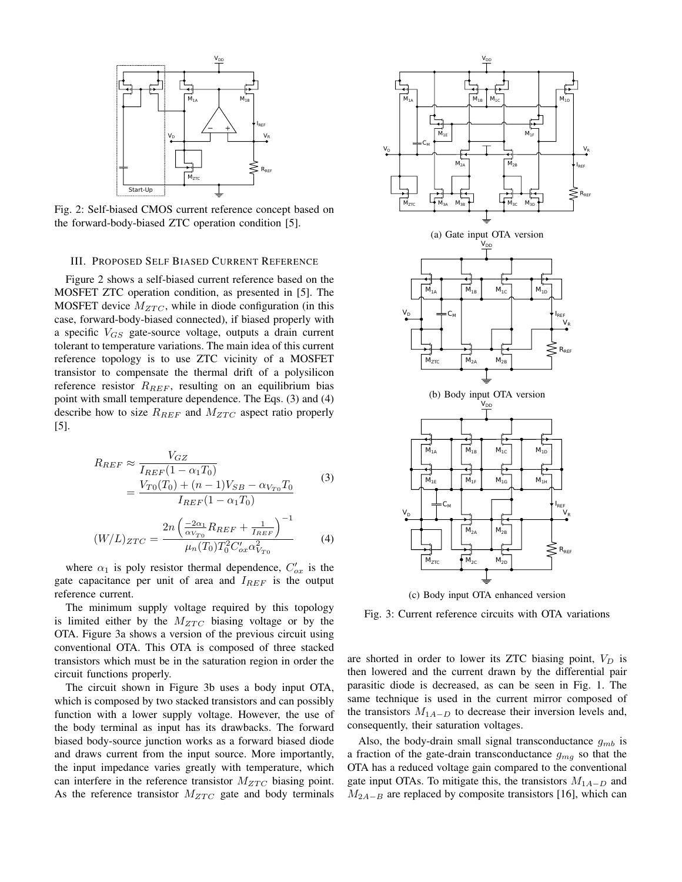Fig. 2: Self-biased CMOS current reference concept based on the forward-body-biased ZTC operation condition [5].

### III. Proposed Self Biased Current Reference

Figure 2 shows a self-biased current reference based on the MOSFET ZTC operation condition, as presented in [5]. The MOSFET device $M_{ZTC}$, while in diode configuration (in this case, forward-body-biased connected), if biased properly with a specific $V_{GS}$ gate-source voltage, outputs a drain current tolerant to temperature variations. The main idea of this current reference topology is to use ZTC vicinity of a MOSFET transistor to compensate the thermal drift of a polysilicon reference resistor $R_{REF}$, resulting on an equilibrium bias point with small temperature dependence. The Eqs. (3) and (4) describe how to size $R_{REF}$ and $M_{ZTC}$ aspect ratio properly [5].

$$R_{REF} \approx \frac{V_{GZ}}{I_{REF}(1-\alpha_1 T_0)} = \frac{V_{T0}(T_0) + (n-1)V_{SB} - \alpha_{V_{T0}} T_0}{I_{REF}(1-\alpha_1 T_0)} \tag{3}$$

$$(W/L)_{ZTC} = \frac{2n\left(\frac{-2\alpha_1}{\alpha_{V_{T0}}} R_{REF} + \frac{1}{I_{REF}}\right)^{-1}}{\mu_n(T_0) T_0^2 C'_{ox} \alpha_{V_{T0}}^2} \tag{4}$$

where $\alpha_1$ is poly resistor thermal dependence, $C'_{ox}$ is the gate capacitance per unit of area and $I_{REF}$ is the output reference current.

The minimum supply voltage required by this topology is limited either by the $M_{ZTC}$ biasing voltage or by the OTA. Figure 3a shows a version of the previous circuit using conventional OTA. This OTA is composed of three stacked transistors which must be in the saturation region in order the circuit functions properly.

The circuit shown in Figure 3b uses a body input OTA, which is composed by two stacked transistors and can possibly function with a lower supply voltage. However, the use of the body terminal as input has its drawbacks. The forward biased body-source junction works as a forward biased diode and draws current from the input source. More importantly, the input impedance varies greatly with temperature, which can interfere in the reference transistor $M_{ZTC}$ biasing point. As the reference transistor $M_{ZTC}$ gate and body terminals are shorted in order to lower its ZTC biasing point, $V_D$ is then lowered and the current drawn by the differential pair parasitic diode is decreased, as can be seen in Fig. 1. The same technique is used in the current mirror composed of the transistors $M_{1A-D}$ to decrease their inversion levels and, consequently, their saturation voltages.

(a) Gate input OTA version

(b) Body input OTA version

(c) Body input OTA enhanced version

Fig. 3: Current reference circuits with OTA variations

Also, the body-drain small signal transconductance $g_{mb}$ is a fraction of the gate-drain transconductance $g_{mg}$ so that the OTA has a reduced voltage gain compared to the conventional gate input OTAs. To mitigate this, the transistors $M_{1A-D}$ and $M_{2A-B}$ are replaced by composite transistors [16], which can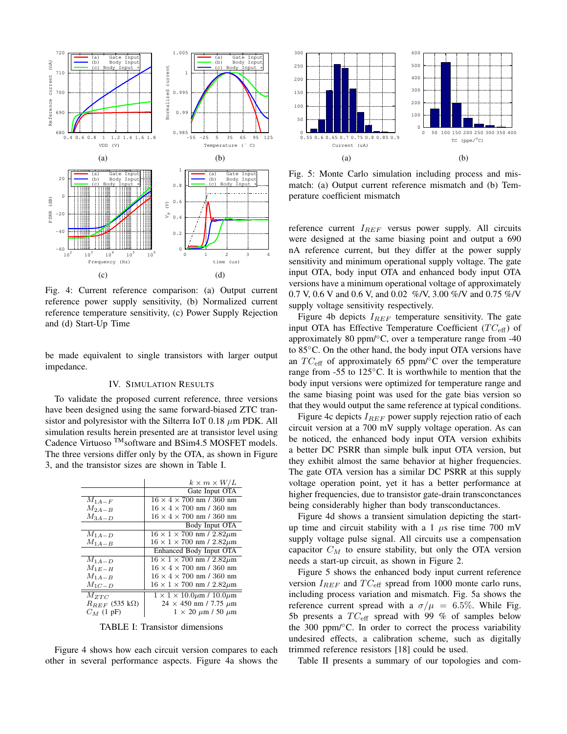Fig. 4: Current reference comparison: (a) Output current reference power supply sensitivity, (b) Normalized current reference temperature sensitivity, (c) Power Supply Rejection and (d) Start-Up Time

be made equivalent to single transistors with larger output impedance.

## IV. Simulation Results

To validate the proposed current reference, three versions have been designed using the same forward-biased ZTC transistor and polyresistor with the Silterra IoT 0.18 $\mu$m PDK. All simulation results herein presented are at transistor level using Cadence Virtuoso $^{\text{TM}}$software and BSim4.5 MOSFET models. The three versions differ only by the OTA, as shown in Figure 3, and the transistor sizes are shown in Table I.

| | $k \times m \times W/L$ |
|---|---|
| | Gate Input OTA |
| $M_{1A-F}$ | 16 × 4 × 700 nm / 360 nm |
| $M_{2A-B}$ | 16 × 4 × 700 nm / 360 nm |
| $M_{3A-D}$ | 16 × 4 × 700 nm / 360 nm |
| | Body Input OTA |
| $M_{1A-D}$ | 16 × 1 × 700 nm / 2.82$\mu$m |
| $M_{1A-B}$ | 16 × 1 × 700 nm / 2.82$\mu$m |
| | Enhanced Body Input OTA |
| $M_{1A-D}$ | 16 × 1 × 700 nm / 2.82$\mu$m |
| $M_{1E-H}$ | 16 × 4 × 700 nm / 360 nm |
| $M_{1A-B}$ | 16 × 4 × 700 nm / 360 nm |
| $M_{1C-D}$ | 16 × 1 × 700 nm / 2.82$\mu$m |
| $M_{ZTC}$ | 1 × 1 × 10.0$\mu$m / 10.0$\mu$m |
| $R_{REF}$ (535 kΩ) | 24 × 450 nm / 7.75 $\mu$m |
| $C_M$ (1 pF) | 1 × 20 $\mu$m / 50 $\mu$m |

TABLE I: Transistor dimensions

Figure 4 shows how each circuit version compares to each other in several performance aspects. Figure 4a shows the reference current $I_{REF}$ versus power supply. All circuits were designed at the same biasing point and output a 690 nA reference current, but they differ at the power supply sensitivity and minimum operational supply voltage. The gate input OTA, body input OTA and enhanced body input OTA versions have a minimum operational voltage of approximately 0.7 V, 0.6 V and 0.6 V, and 0.02 %/V, 3.00 %/V and 0.75 %/V supply voltage sensitivity respectively.

Figure 4b depicts $I_{REF}$ temperature sensitivity. The gate input OTA has Effective Temperature Coefficient ($TC_{\text{eff}}$) of approximately 80 ppm/°C, over a temperature range from -40 to 85°C. On the other hand, the body input OTA versions have an $TC_{\text{eff}}$ of approximately 65 ppm/°C over the temperature range from -55 to 125°C. It is worthwhile to mention that the body input versions were optimized for temperature range and the same biasing point was used for the gate bias version so that they would output the same reference at typical conditions.

Figure 4c depicts $I_{REF}$ power supply rejection ratio of each circuit version at a 700 mV supply voltage operation. As can be noticed, the enhanced body input OTA version exhibits a better DC PSRR than simple bulk input OTA version, but they exhibit almost the same behavior at higher frequencies. The gate OTA version has a similar DC PSRR at this supply voltage operation point, yet it has a better performance at higher frequencies, due to transistor gate-drain transconctances being considerably higher than body transconductances.

Figure 4d shows a transient simulation depicting the start-up time and circuit stability with a 1 $\mu$s rise time 700 mV supply voltage pulse signal. All circuits use a compensation capacitor $C_M$ to ensure stability, but only the OTA version needs a start-up circuit, as shown in Figure 2.

Fig. 5: Monte Carlo simulation including process and mismatch: (a) Output current reference mismatch and (b) Temperature coefficient mismatch

Figure 5 shows the enhanced body input current reference version $I_{REF}$ and $TC_{\text{eff}}$ spread from 1000 monte carlo runs, including process variation and mismatch. Fig. 5a shows the reference current spread with a $\sigma/\mu = 6.5\%$. While Fig. 5b presents a $TC_{\text{eff}}$ spread with 99 % of samples below the 300 ppm/°C. In order to correct the process variability undesired effects, a calibration scheme, such as digitally trimmed reference resistors [18] could be used.

Table II presents a summary of our topologies and com-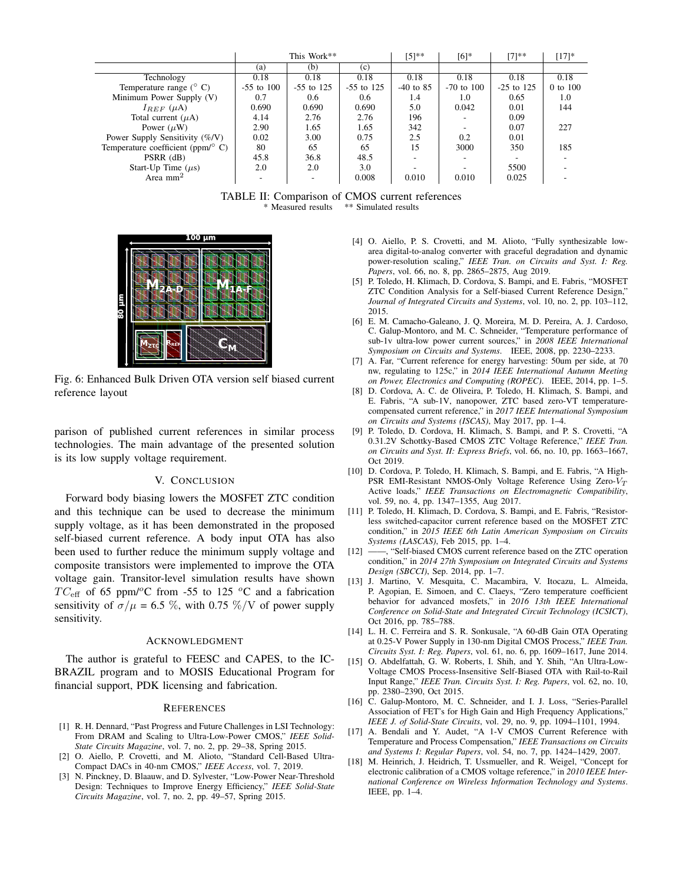| | This Work** | | | [5]** | [6]* | [7]** | [17]* |
|---|---|---|---|---|---|---|---|
| | (a) | (b) | (c) | | | | |
| Technology | 0.18 | 0.18 | 0.18 | 0.18 | 0.18 | 0.18 | 0.18 |
| Temperature range (° C) | -55 to 100 | -55 to 125 | -55 to 125 | -40 to 85 | -70 to 100 | -25 to 125 | 0 to 100 |
| Minimum Power Supply (V) | 0.7 | 0.6 | 0.6 | 1.4 | 1.0 | 0.65 | 1.0 |
| $I_{REF}$ ($\mu$A) | 0.690 | 0.690 | 0.690 | 5.0 | 0.042 | 0.01 | 144 |
| Total current ($\mu$A) | 4.14 | 2.76 | 2.76 | 196 | - | 0.09 | |
| Power ($\mu$W) | 2.90 | 1.65 | 1.65 | 342 | - | 0.07 | 227 |
| Power Supply Sensitivity (%/V) | 0.02 | 3.00 | 0.75 | 2.5 | 0.2 | 0.01 | |
| Temperature coefficient (ppm/° C) | 80 | 65 | 65 | 15 | 3000 | 350 | 185 |
| PSRR (dB) | 45.8 | 36.8 | 48.5 | - | - | - | - |
| Start-Up Time ($\mu$s) | 2.0 | 2.0 | 3.0 | - | - | 5500 | - |
| Area mm$^2$ | - | - | 0.008 | 0.010 | 0.010 | 0.025 | - |

TABLE II: Comparison of CMOS current references
\* Measured results ** Simulated results

Fig. 6: Enhanced Bulk Driven OTA version self biased current reference layout

parison of published current references in similar process technologies. The main advantage of the presented solution is its low supply voltage requirement.

## V. Conclusion

Forward body biasing lowers the MOSFET ZTC condition and this technique can be used to decrease the minimum supply voltage, as it has been demonstrated in the proposed self-biased current reference. A body input OTA has also been used to further reduce the minimum supply voltage and composite transistors were implemented to improve the OTA voltage gain. Transitor-level simulation results have shown $TC_{\text{eff}}$ of 65 ppm/$^o$C from -55 to 125 $^o$C and a fabrication sensitivity of $\sigma/\mu$ = 6.5 %, with 0.75 %/V of power supply sensitivity.

## Acknowledgment

The author is grateful to FEESC and CAPES, to the IC-BRAZIL program and to MOSIS Educational Program for financial support, PDK licensing and fabrication.

## References

[1] R. H. Dennard, "Past Progress and Future Challenges in LSI Technology: From DRAM and Scaling to Ultra-Low-Power CMOS," *IEEE Solid-State Circuits Magazine*, vol. 7, no. 2, pp. 29–38, Spring 2015.

[2] O. Aiello, P. Crovetti, and M. Alioto, "Standard Cell-Based Ultra-Compact DACs in 40-nm CMOS," *IEEE Access*, vol. 7, 2019.

[3] N. Pinckney, D. Blaauw, and D. Sylvester, "Low-Power Near-Threshold Design: Techniques to Improve Energy Efficiency," *IEEE Solid-State Circuits Magazine*, vol. 7, no. 2, pp. 49–57, Spring 2015.

[4] O. Aiello, P. S. Crovetti, and M. Alioto, "Fully synthesizable low-area digital-to-analog converter with graceful degradation and dynamic power-resolution scaling," *IEEE Tran. on Circuits and Syst. I: Reg. Papers*, vol. 66, no. 8, pp. 2865–2875, Aug 2019.

[5] P. Toledo, H. Klimach, D. Cordova, S. Bampi, and E. Fabris, "MOSFET ZTC Condition Analysis for a Self-biased Current Reference Design," *Journal of Integrated Circuits and Systems*, vol. 10, no. 2, pp. 103–112, 2015.

[6] E. M. Camacho-Galeano, J. Q. Moreira, M. D. Pereira, A. J. Cardoso, C. Galup-Montoro, and M. C. Schneider, "Temperature performance of sub-1v ultra-low power current sources," in *2008 IEEE International Symposium on Circuits and Systems*. IEEE, 2008, pp. 2230–2233.

[7] A. Far, "Current reference for energy harvesting: 50um per side, at 70 nw, regulating to 125c," in *2014 IEEE International Autumn Meeting on Power, Electronics and Computing (ROPEC)*. IEEE, 2014, pp. 1–5.

[8] D. Cordova, A. C. de Oliveira, P. Toledo, H. Klimach, S. Bampi, and E. Fabris, "A sub-1V, nanopower, ZTC based zero-VT temperature-compensated current reference," in *2017 IEEE International Symposium on Circuits and Systems (ISCAS)*, May 2017, pp. 1–4.

[9] P. Toledo, D. Cordova, H. Klimach, S. Bampi, and P. S. Crovetti, "A 0.31.2V Schottky-Based CMOS ZTC Voltage Reference," *IEEE Tran. on Circuits and Syst. II: Express Briefs*, vol. 66, no. 10, pp. 1663–1667, Oct 2019.

[10] D. Cordova, P. Toledo, H. Klimach, S. Bampi, and E. Fabris, "A High-PSR EMI-Resistant NMOS-Only Voltage Reference Using Zero-$V_T$ Active loads," *IEEE Transactions on Electromagnetic Compatibility*, vol. 59, no. 4, pp. 1347–1355, Aug 2017.

[11] P. Toledo, H. Klimach, D. Cordova, S. Bampi, and E. Fabris, "Resistor-less switched-capacitor current reference based on the MOSFET ZTC condition," in *2015 IEEE 6th Latin American Symposium on Circuits Systems (LASCAS)*, Feb 2015, pp. 1–4.

[12] ——, "Self-biased CMOS current reference based on the ZTC operation condition," in *2014 27th Symposium on Integrated Circuits and Systems Design (SBCCI)*, Sep. 2014, pp. 1–7.

[13] J. Martino, V. Mesquita, C. Macambira, V. Itocazu, L. Almeida, P. Agopian, E. Simoen, and C. Claeys, "Zero temperature coefficient behavior for advanced mosfets," in *2016 13th IEEE International Conference on Solid-State and Integrated Circuit Technology (ICSICT)*, Oct 2016, pp. 785–788.

[14] L. H. C. Ferreira and S. R. Sonkusale, "A 60-dB Gain OTA Operating at 0.25-V Power Supply in 130-nm Digital CMOS Process," *IEEE Tran. Circuits Syst. I: Reg. Papers*, vol. 61, no. 6, pp. 1609–1617, June 2014.

[15] O. Abdelfattah, G. W. Roberts, I. Shih, and Y. Shih, "An Ultra-Low-Voltage CMOS Process-Insensitive Self-Biased OTA with Rail-to-Rail Input Range," *IEEE Tran. Circuits Syst. I: Reg. Papers*, vol. 62, no. 10, pp. 2380–2390, Oct 2015.

[16] C. Galup-Montoro, M. C. Schneider, and I. J. Loss, "Series-Parallel Association of FET's for High Gain and High Frequency Applications," *IEEE J. of Solid-State Circuits*, vol. 29, no. 9, pp. 1094–1101, 1994.

[17] A. Bendali and Y. Audet, "A 1-V CMOS Current Reference with Temperature and Process Compensation," *IEEE Transactions on Circuits and Systems I: Regular Papers*, vol. 54, no. 7, pp. 1424–1429, 2007.

[18] M. Heinrich, J. Heidrich, T. Ussmueller, and R. Weigel, "Concept for electronic calibration of a CMOS voltage reference," in *2010 IEEE International Conference on Wireless Information Technology and Systems*. IEEE, pp. 1–4.